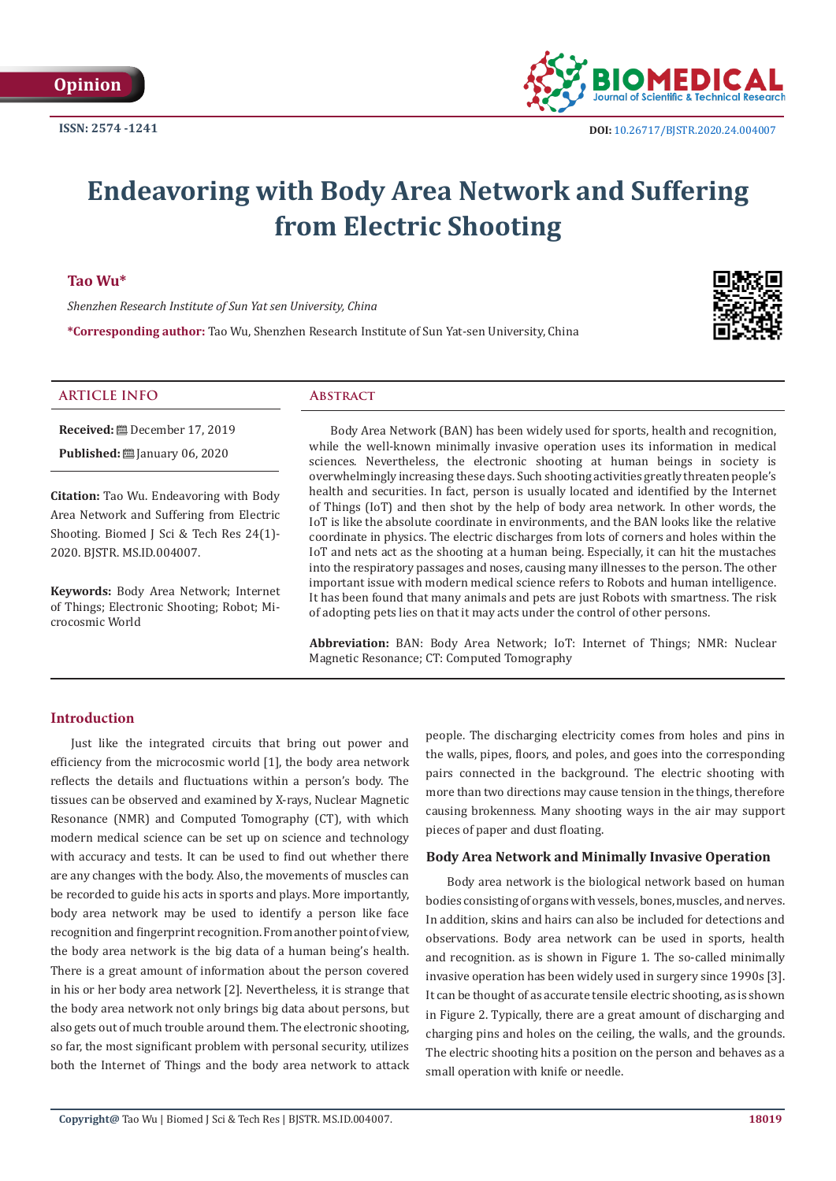Opinion

ISSN: 2574 -1241

DOI: 10.26717/BJSTR.2020.24.004007

# Endeavoring with Body Area Network and Suffering from Electric Shooting

**Tao Wu***

*Shenzhen Research Institute of Sun Yat sen University, China*

***Corresponding author:** Tao Wu, Shenzhen Research Institute of Sun Yat-sen University, China

## ARTICLE INFO

**Received:** December 17, 2019

**Published:** January 06, 2020

**Citation:** Tao Wu. Endeavoring with Body Area Network and Suffering from Electric Shooting. Biomed J Sci & Tech Res 24(1)-2020. BJSTR. MS.ID.004007.

**Keywords:** Body Area Network; Internet of Things; Electronic Shooting; Robot; Microcosmic World

## Abstract

Body Area Network (BAN) has been widely used for sports, health and recognition, while the well-known minimally invasive operation uses its information in medical sciences. Nevertheless, the electronic shooting at human beings in society is overwhelmingly increasing these days. Such shooting activities greatly threaten people's health and securities. In fact, person is usually located and identified by the Internet of Things (IoT) and then shot by the help of body area network. In other words, the IoT is like the absolute coordinate in environments, and the BAN looks like the relative coordinate in physics. The electric discharges from lots of corners and holes within the IoT and nets act as the shooting at a human being. Especially, it can hit the mustaches into the respiratory passages and noses, causing many illnesses to the person. The other important issue with modern medical science refers to Robots and human intelligence. It has been found that many animals and pets are just Robots with smartness. The risk of adopting pets lies on that it may acts under the control of other persons.

**Abbreviation:** BAN: Body Area Network; IoT: Internet of Things; NMR: Nuclear Magnetic Resonance; CT: Computed Tomography

## Introduction

Just like the integrated circuits that bring out power and efficiency from the microcosmic world [1], the body area network reflects the details and fluctuations within a person's body. The tissues can be observed and examined by X-rays, Nuclear Magnetic Resonance (NMR) and Computed Tomography (CT), with which modern medical science can be set up on science and technology with accuracy and tests. It can be used to find out whether there are any changes with the body. Also, the movements of muscles can be recorded to guide his acts in sports and plays. More importantly, body area network may be used to identify a person like face recognition and fingerprint recognition. From another point of view, the body area network is the big data of a human being's health. There is a great amount of information about the person covered in his or her body area network [2]. Nevertheless, it is strange that the body area network not only brings big data about persons, but also gets out of much trouble around them. The electronic shooting, so far, the most significant problem with personal security, utilizes both the Internet of Things and the body area network to attack people. The discharging electricity comes from holes and pins in the walls, pipes, floors, and poles, and goes into the corresponding pairs connected in the background. The electric shooting with more than two directions may cause tension in the things, therefore causing brokenness. Many shooting ways in the air may support pieces of paper and dust floating.

### Body Area Network and Minimally Invasive Operation

Body area network is the biological network based on human bodies consisting of organs with vessels, bones, muscles, and nerves. In addition, skins and hairs can also be included for detections and observations. Body area network can be used in sports, health and recognition. as is shown in Figure 1. The so-called minimally invasive operation has been widely used in surgery since 1990s [3]. It can be thought of as accurate tensile electric shooting, as is shown in Figure 2. Typically, there are a great amount of discharging and charging pins and holes on the ceiling, the walls, and the grounds. The electric shooting hits a position on the person and behaves as a small operation with knife or needle.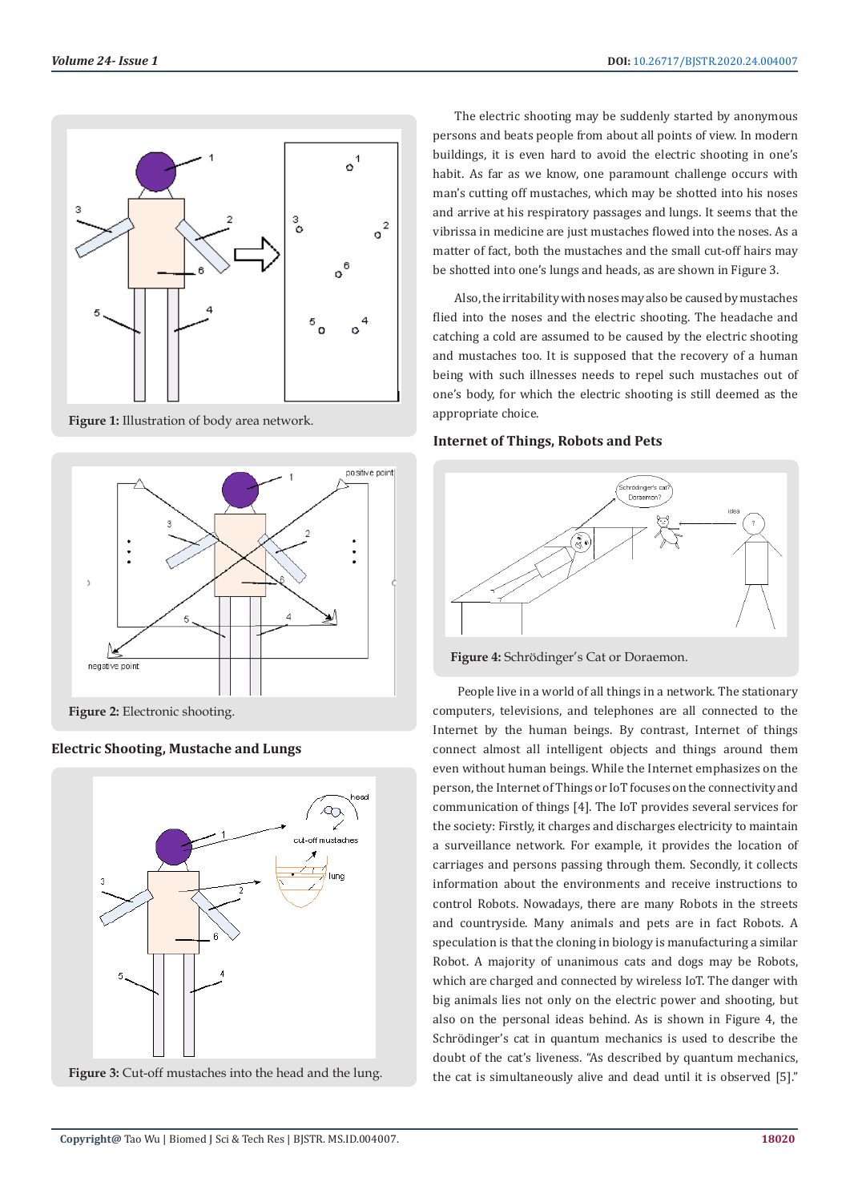Figure 1: Illustration of body area network.

Figure 2: Electronic shooting.

## Electric Shooting, Mustache and Lungs

Figure 3: Cut-off mustaches into the head and the lung.

The electric shooting may be suddenly started by anonymous persons and beats people from about all points of view. In modern buildings, it is even hard to avoid the electric shooting in one's habit. As far as we know, one paramount challenge occurs with man's cutting off mustaches, which may be shotted into his noses and arrive at his respiratory passages and lungs. It seems that the vibrissa in medicine are just mustaches flowed into the noses. As a matter of fact, both the mustaches and the small cut-off hairs may be shotted into one's lungs and heads, as are shown in Figure 3.

Also, the irritability with noses may also be caused by mustaches flied into the noses and the electric shooting. The headache and catching a cold are assumed to be caused by the electric shooting and mustaches too. It is supposed that the recovery of a human being with such illnesses needs to repel such mustaches out of one's body, for which the electric shooting is still deemed as the appropriate choice.

## Internet of Things, Robots and Pets

Figure 4: Schrödinger's Cat or Doraemon.

People live in a world of all things in a network. The stationary computers, televisions, and telephones are all connected to the Internet by the human beings. By contrast, Internet of things connect almost all intelligent objects and things around them even without human beings. While the Internet emphasizes on the person, the Internet of Things or IoT focuses on the connectivity and communication of things [4]. The IoT provides several services for the society: Firstly, it charges and discharges electricity to maintain a surveillance network. For example, it provides the location of carriages and persons passing through them. Secondly, it collects information about the environments and receive instructions to control Robots. Nowadays, there are many Robots in the streets and countryside. Many animals and pets are in fact Robots. A speculation is that the cloning in biology is manufacturing a similar Robot. A majority of unanimous cats and dogs may be Robots, which are charged and connected by wireless IoT. The danger with big animals lies not only on the electric power and shooting, but also on the personal ideas behind. As is shown in Figure 4, the Schrödinger's cat in quantum mechanics is used to describe the doubt of the cat's liveness. "As described by quantum mechanics, the cat is simultaneously alive and dead until it is observed [5]."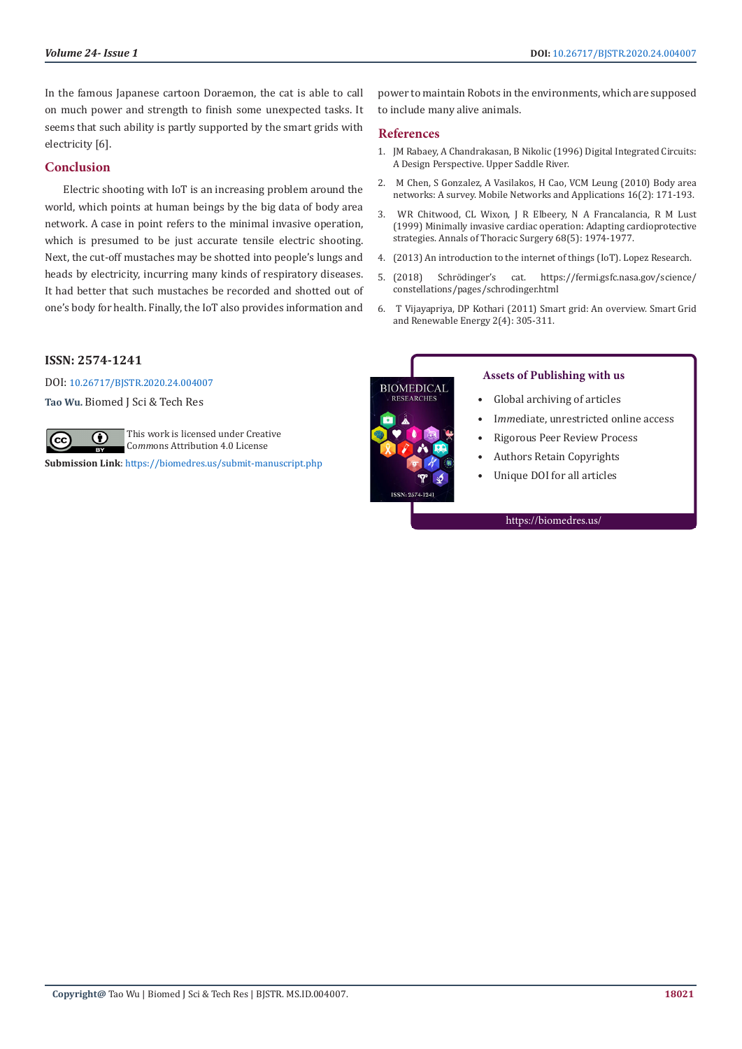In the famous Japanese cartoon Doraemon, the cat is able to call on much power and strength to finish some unexpected tasks. It seems that such ability is partly supported by the smart grids with electricity [6].

## Conclusion

Electric shooting with IoT is an increasing problem around the world, which points at human beings by the big data of body area network. A case in point refers to the minimal invasive operation, which is presumed to be just accurate tensile electric shooting. Next, the cut-off mustaches may be shotted into people's lungs and heads by electricity, incurring many kinds of respiratory diseases. It had better that such mustaches be recorded and shotted out of one's body for health. Finally, the IoT also provides information and power to maintain Robots in the environments, which are supposed to include many alive animals.

## References

1. JM Rabaey, A Chandrakasan, B Nikolic (1996) Digital Integrated Circuits: A Design Perspective. Upper Saddle River.
2. M Chen, S Gonzalez, A Vasilakos, H Cao, VCM Leung (2010) Body area networks: A survey. Mobile Networks and Applications 16(2): 171-193.
3. WR Chitwood, CL Wixon, J R Elbeery, N A Francalancia, R M Lust (1999) Minimally invasive cardiac operation: Adapting cardioprotective strategies. Annals of Thoracic Surgery 68(5): 1974-1977.
4. (2013) An introduction to the internet of things (IoT). Lopez Research.
5. (2018) Schrödinger's cat. https://fermi.gsfc.nasa.gov/science/constellations/pages/schrodinger.html
6. T Vijayapriya, DP Kothari (2011) Smart grid: An overview. Smart Grid and Renewable Energy 2(4): 305-311.

**ISSN: 2574-1241**

DOI: 10.26717/BJSTR.2020.24.004007

**Tao Wu.** Biomed J Sci & Tech Res

This work is licensed under Creative Commons Attribution 4.0 License

**Submission Link**: https://biomedres.us/submit-manuscript.php

**Assets of Publishing with us**

- Global archiving of articles
- Immediate, unrestricted online access
- Rigorous Peer Review Process
- Authors Retain Copyrights
- Unique DOI for all articles

https://biomedres.us/